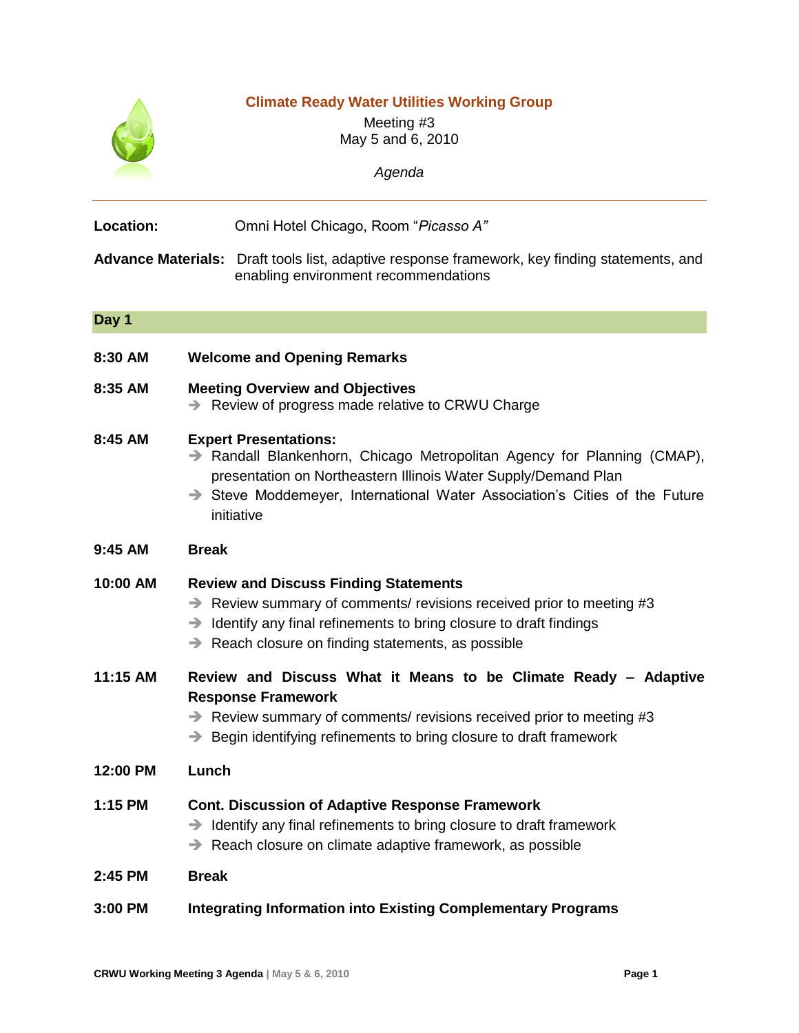# Climate Ready Water Utilities Working Group

Meeting #3
May 5 and 6, 2010

*Agenda*

---

**Location:** Omni Hotel Chicago, Room "*Picasso A"*

**Advance Materials:** Draft tools list, adaptive response framework, key finding statements, and enabling environment recommendations

## Day 1

**8:30 AM** **Welcome and Opening Remarks**

**8:35 AM** **Meeting Overview and Objectives**

- Review of progress made relative to CRWU Charge

**8:45 AM** **Expert Presentations:**

- Randall Blankenhorn, Chicago Metropolitan Agency for Planning (CMAP), presentation on Northeastern Illinois Water Supply/Demand Plan
- Steve Moddemeyer, International Water Association's Cities of the Future initiative

**9:45 AM** **Break**

**10:00 AM** **Review and Discuss Finding Statements**

- Review summary of comments/ revisions received prior to meeting #3
- Identify any final refinements to bring closure to draft findings
- Reach closure on finding statements, as possible

**11:15 AM** **Review and Discuss What it Means to be Climate Ready – Adaptive Response Framework**

- Review summary of comments/ revisions received prior to meeting #3
- Begin identifying refinements to bring closure to draft framework

**12:00 PM** **Lunch**

**1:15 PM** **Cont. Discussion of Adaptive Response Framework**

- Identify any final refinements to bring closure to draft framework
- Reach closure on climate adaptive framework, as possible

**2:45 PM** **Break**

**3:00 PM** **Integrating Information into Existing Complementary Programs**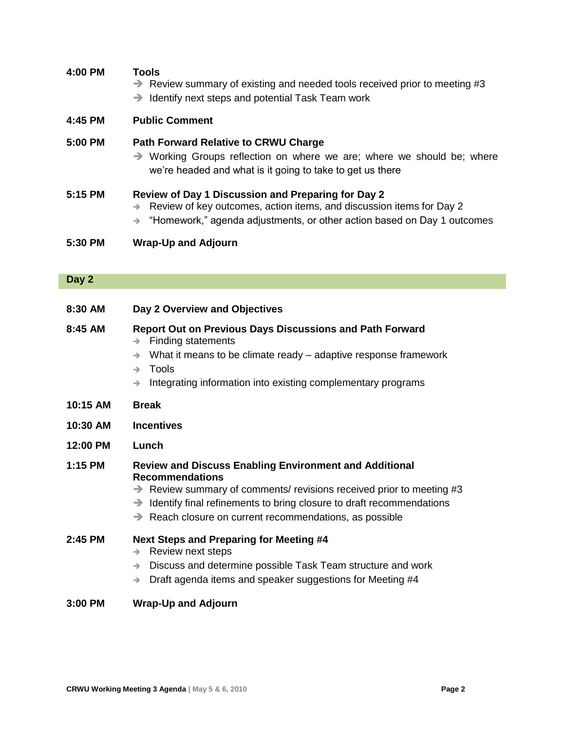**4:00 PM** **Tools**

- ➔ Review summary of existing and needed tools received prior to meeting #3
- ➔ Identify next steps and potential Task Team work

**4:45 PM** **Public Comment**

**5:00 PM** **Path Forward Relative to CRWU Charge**

- ➔ Working Groups reflection on where we are; where we should be; where we're headed and what is it going to take to get us there

**5:15 PM** **Review of Day 1 Discussion and Preparing for Day 2**

- ➔ Review of key outcomes, action items, and discussion items for Day 2
- ➔ "Homework," agenda adjustments, or other action based on Day 1 outcomes

**5:30 PM** **Wrap-Up and Adjourn**

## Day 2

**8:30 AM** **Day 2 Overview and Objectives**

**8:45 AM** **Report Out on Previous Days Discussions and Path Forward**

- ➔ Finding statements
- ➔ What it means to be climate ready – adaptive response framework
- ➔ Tools
- ➔ Integrating information into existing complementary programs

**10:15 AM** **Break**

**10:30 AM** **Incentives**

**12:00 PM** **Lunch**

**1:15 PM** **Review and Discuss Enabling Environment and Additional Recommendations**

- ➔ Review summary of comments/ revisions received prior to meeting #3
- ➔ Identify final refinements to bring closure to draft recommendations
- ➔ Reach closure on current recommendations, as possible

**2:45 PM** **Next Steps and Preparing for Meeting #4**

- ➔ Review next steps
- ➔ Discuss and determine possible Task Team structure and work
- ➔ Draft agenda items and speaker suggestions for Meeting #4

**3:00 PM** **Wrap-Up and Adjourn**